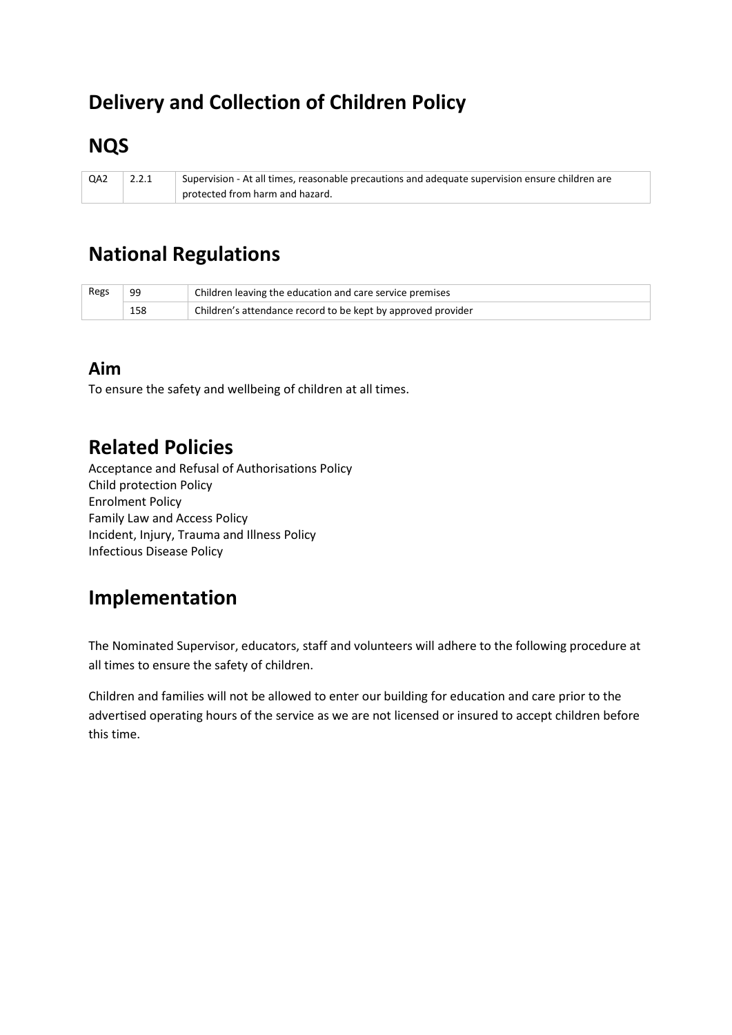# Delivery and Collection of Children Policy

## NQS

| QA2 | 2.2.1 | Supervision - At all times, reasonable precautions and adequate supervision ensure children are protected from harm and hazard. |
|---|---|---|

## National Regulations

| Regs | 99 | Children leaving the education and care service premises |
|---|---|---|
| | 158 | Children's attendance record to be kept by approved provider |

### Aim

To ensure the safety and wellbeing of children at all times.

## Related Policies

Acceptance and Refusal of Authorisations Policy
Child protection Policy
Enrolment Policy
Family Law and Access Policy
Incident, Injury, Trauma and Illness Policy
Infectious Disease Policy

## Implementation

The Nominated Supervisor, educators, staff and volunteers will adhere to the following procedure at all times to ensure the safety of children.

Children and families will not be allowed to enter our building for education and care prior to the advertised operating hours of the service as we are not licensed or insured to accept children before this time.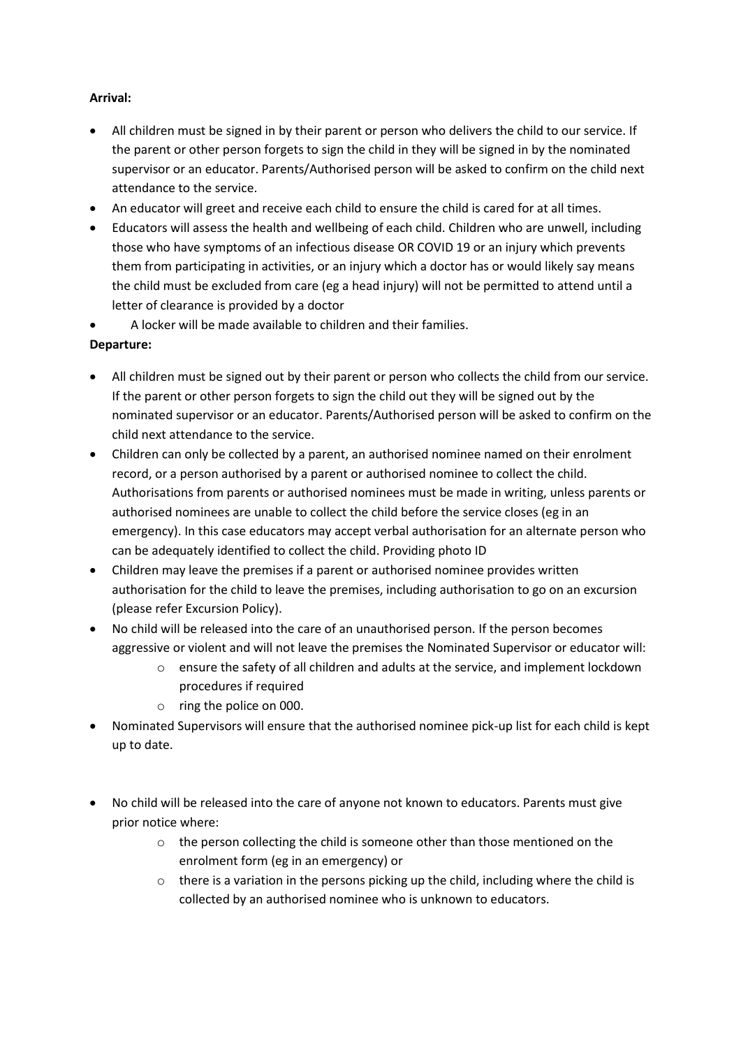**Arrival:**

- All children must be signed in by their parent or person who delivers the child to our service. If the parent or other person forgets to sign the child in they will be signed in by the nominated supervisor or an educator. Parents/Authorised person will be asked to confirm on the child next attendance to the service.
- An educator will greet and receive each child to ensure the child is cared for at all times.
- Educators will assess the health and wellbeing of each child. Children who are unwell, including those who have symptoms of an infectious disease OR COVID 19 or an injury which prevents them from participating in activities, or an injury which a doctor has or would likely say means the child must be excluded from care (eg a head injury) will not be permitted to attend until a letter of clearance is provided by a doctor
- A locker will be made available to children and their families.

**Departure:**

- All children must be signed out by their parent or person who collects the child from our service. If the parent or other person forgets to sign the child out they will be signed out by the nominated supervisor or an educator. Parents/Authorised person will be asked to confirm on the child next attendance to the service.
- Children can only be collected by a parent, an authorised nominee named on their enrolment record, or a person authorised by a parent or authorised nominee to collect the child. Authorisations from parents or authorised nominees must be made in writing, unless parents or authorised nominees are unable to collect the child before the service closes (eg in an emergency). In this case educators may accept verbal authorisation for an alternate person who can be adequately identified to collect the child. Providing photo ID
- Children may leave the premises if a parent or authorised nominee provides written authorisation for the child to leave the premises, including authorisation to go on an excursion (please refer Excursion Policy).
- No child will be released into the care of an unauthorised person. If the person becomes aggressive or violent and will not leave the premises the Nominated Supervisor or educator will:
  - ensure the safety of all children and adults at the service, and implement lockdown procedures if required
  - ring the police on 000.
- Nominated Supervisors will ensure that the authorised nominee pick-up list for each child is kept up to date.
- No child will be released into the care of anyone not known to educators. Parents must give prior notice where:
  - the person collecting the child is someone other than those mentioned on the enrolment form (eg in an emergency) or
  - there is a variation in the persons picking up the child, including where the child is collected by an authorised nominee who is unknown to educators.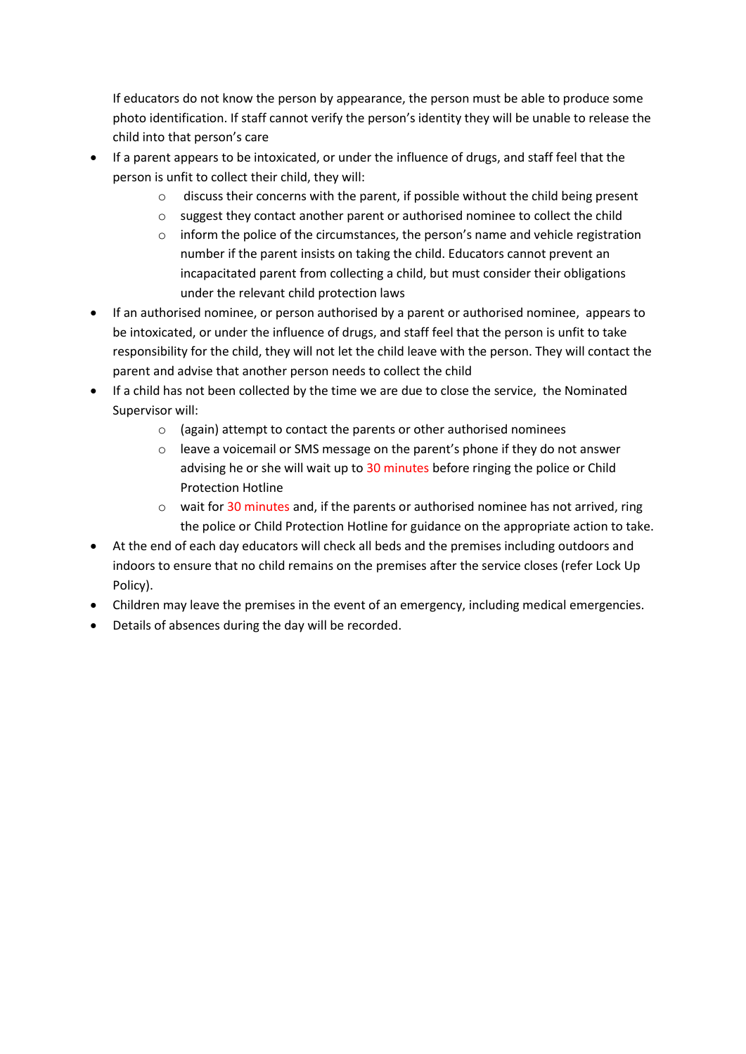If educators do not know the person by appearance, the person must be able to produce some photo identification. If staff cannot verify the person's identity they will be unable to release the child into that person's care

- If a parent appears to be intoxicated, or under the influence of drugs, and staff feel that the person is unfit to collect their child, they will:
  - discuss their concerns with the parent, if possible without the child being present
  - suggest they contact another parent or authorised nominee to collect the child
  - inform the police of the circumstances, the person's name and vehicle registration number if the parent insists on taking the child. Educators cannot prevent an incapacitated parent from collecting a child, but must consider their obligations under the relevant child protection laws
- If an authorised nominee, or person authorised by a parent or authorised nominee, appears to be intoxicated, or under the influence of drugs, and staff feel that the person is unfit to take responsibility for the child, they will not let the child leave with the person. They will contact the parent and advise that another person needs to collect the child
- If a child has not been collected by the time we are due to close the service, the Nominated Supervisor will:
  - (again) attempt to contact the parents or other authorised nominees
  - leave a voicemail or SMS message on the parent's phone if they do not answer advising he or she will wait up to 30 minutes before ringing the police or Child Protection Hotline
  - wait for 30 minutes and, if the parents or authorised nominee has not arrived, ring the police or Child Protection Hotline for guidance on the appropriate action to take.
- At the end of each day educators will check all beds and the premises including outdoors and indoors to ensure that no child remains on the premises after the service closes (refer Lock Up Policy).
- Children may leave the premises in the event of an emergency, including medical emergencies.
- Details of absences during the day will be recorded.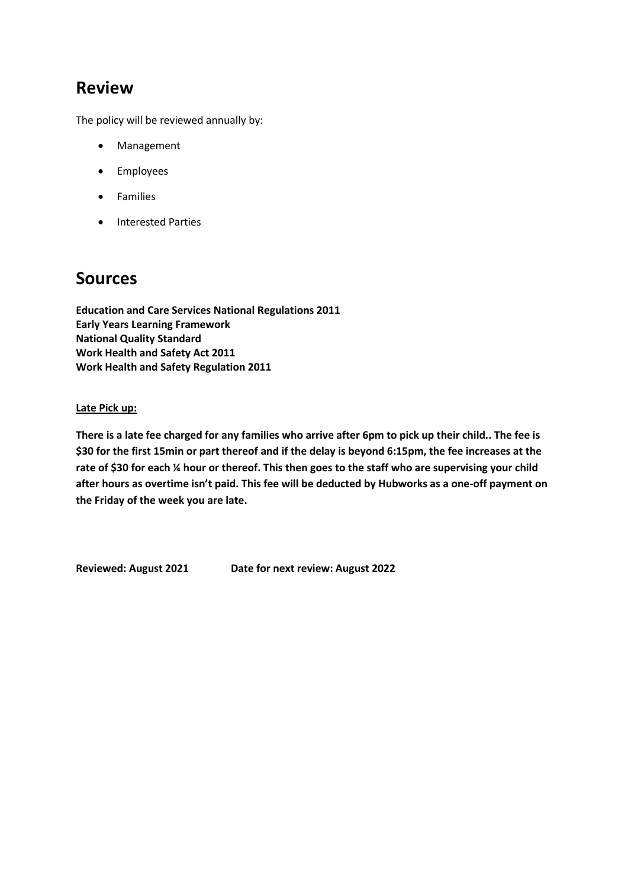## Review

The policy will be reviewed annually by:

- Management
- Employees
- Families
- Interested Parties

## Sources

**Education and Care Services National Regulations 2011**
**Early Years Learning Framework**
**National Quality Standard**
**Work Health and Safety Act 2011**
**Work Health and Safety Regulation 2011**

**Late Pick up:**

**There is a late fee charged for any families who arrive after 6pm to pick up their child.. The fee is $30 for the first 15min or part thereof and if the delay is beyond 6:15pm, the fee increases at the rate of $30 for each ¼ hour or thereof. This then goes to the staff who are supervising your child after hours as overtime isn't paid. This fee will be deducted by Hubworks as a one-off payment on the Friday of the week you are late.**

**Reviewed: August 2021** **Date for next review: August 2022**